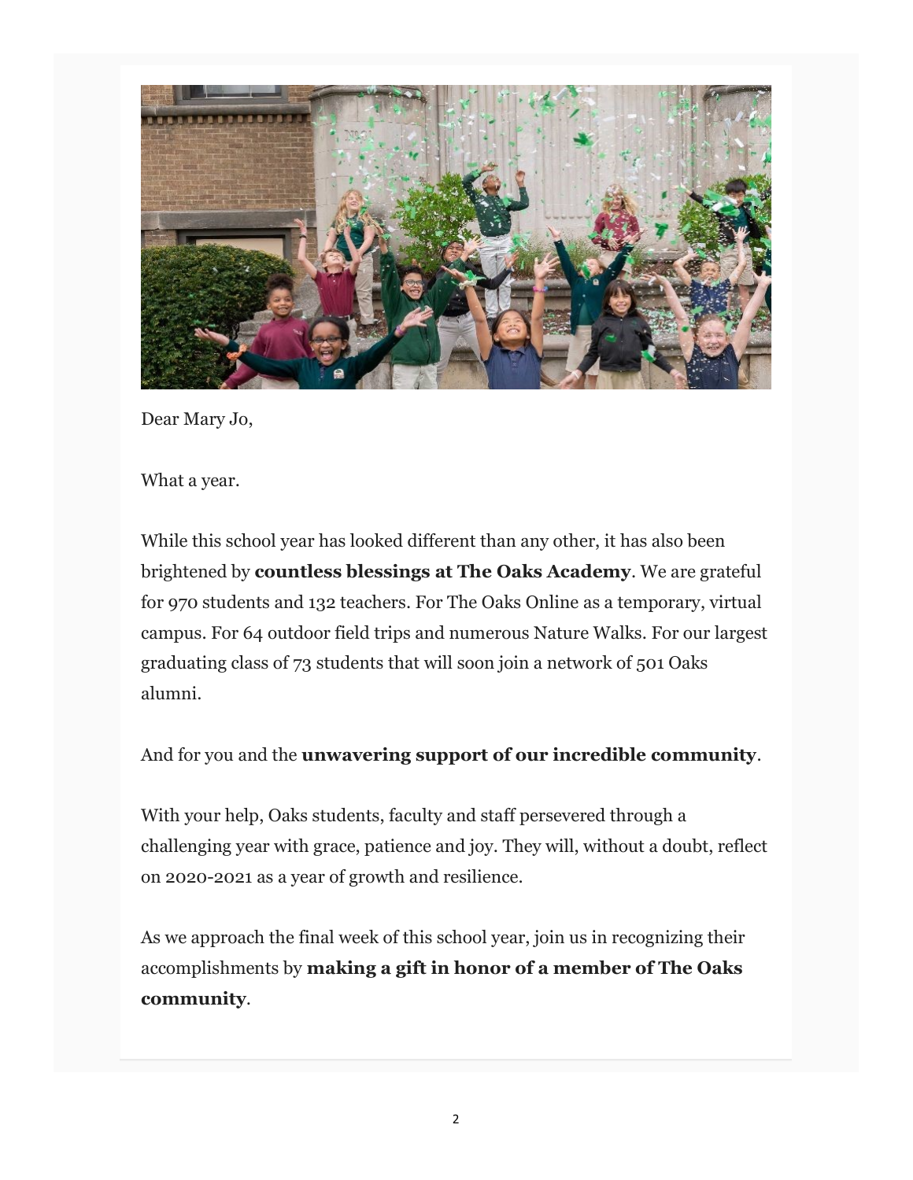Dear Mary Jo,

What a year.

While this school year has looked different than any other, it has also been brightened by **countless blessings at The Oaks Academy**. We are grateful for 970 students and 132 teachers. For The Oaks Online as a temporary, virtual campus. For 64 outdoor field trips and numerous Nature Walks. For our largest graduating class of 73 students that will soon join a network of 501 Oaks alumni.

And for you and the **unwavering support of our incredible community**.

With your help, Oaks students, faculty and staff persevered through a challenging year with grace, patience and joy. They will, without a doubt, reflect on 2020-2021 as a year of growth and resilience.

As we approach the final week of this school year, join us in recognizing their accomplishments by **making a gift in honor of a member of The Oaks community**.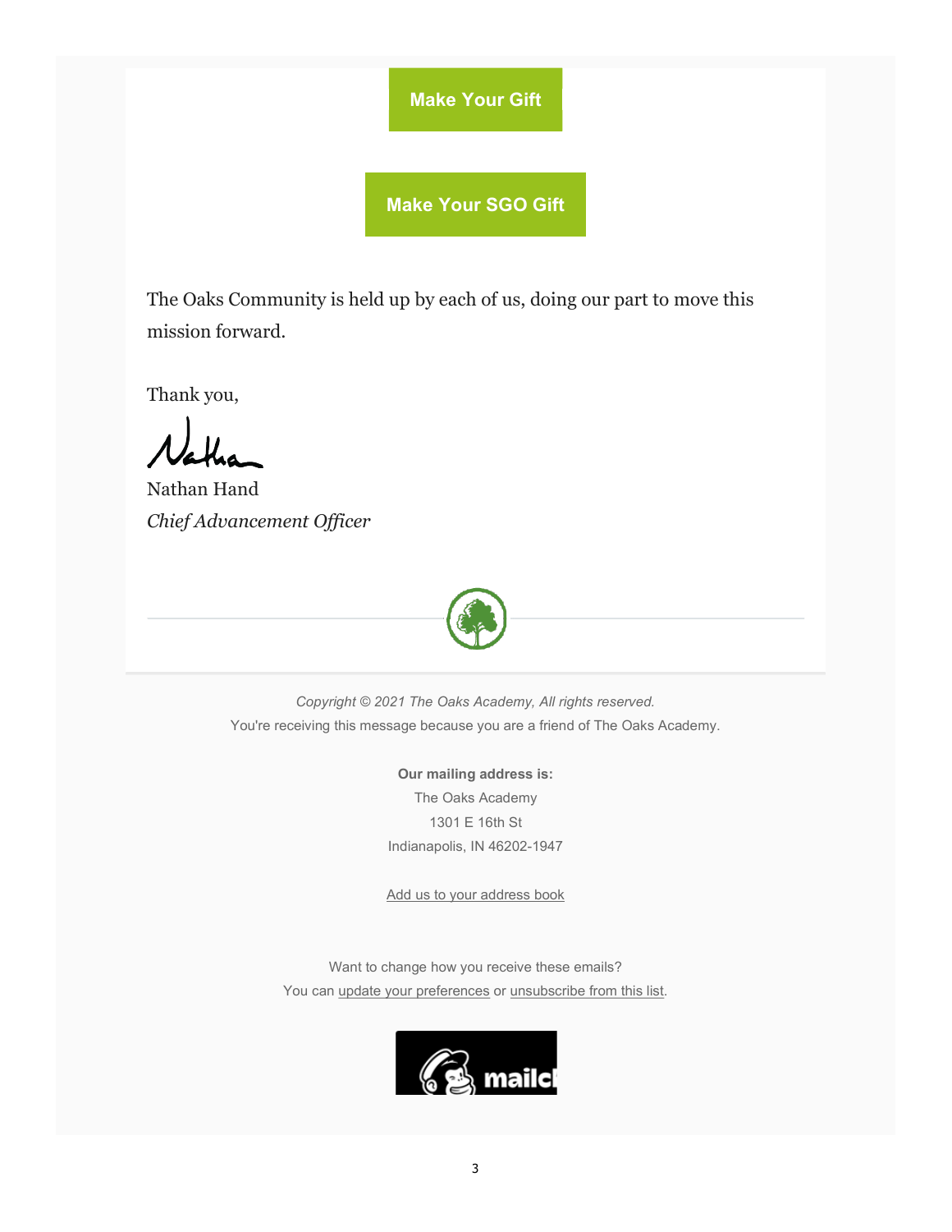**Make Your Gift**

**Make Your SGO Gift**

The Oaks Community is held up by each of us, doing our part to move this mission forward.

Thank you,

Nathan Hand
*Chief Advancement Officer*

---

*Copyright © 2021 The Oaks Academy, All rights reserved.*
You're receiving this message because you are a friend of The Oaks Academy.

**Our mailing address is:**
The Oaks Academy
1301 E 16th St
Indianapolis, IN 46202-1947

Add us to your address book

Want to change how you receive these emails?
You can update your preferences or unsubscribe from this list.